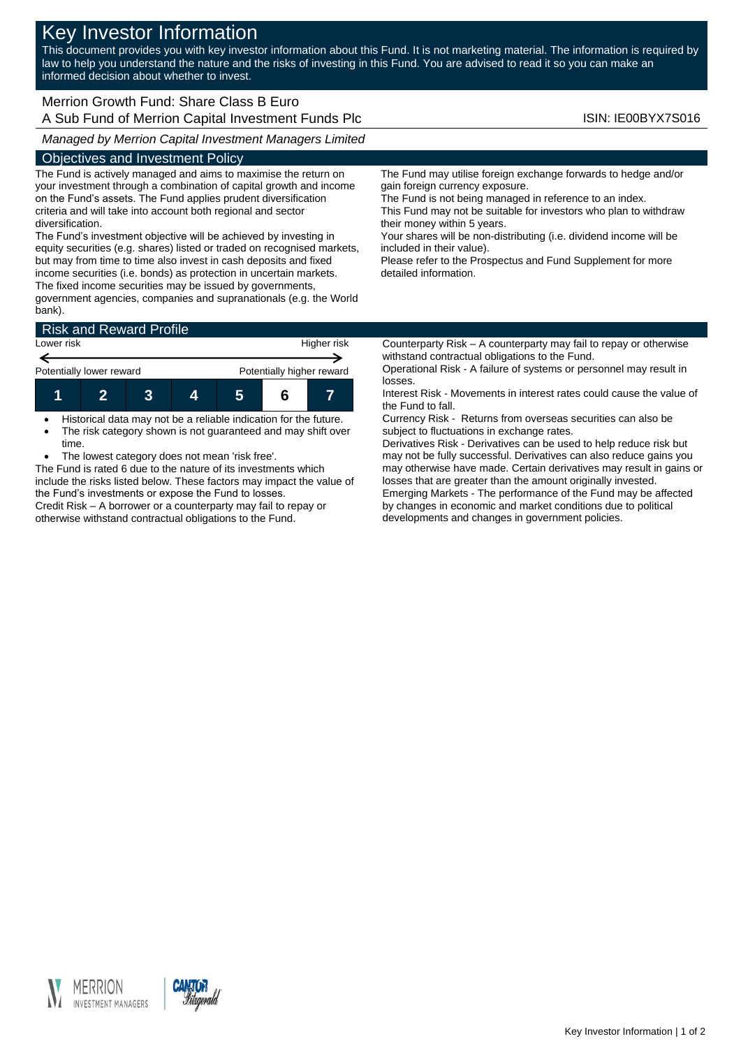# Key Investor Information

This document provides you with key investor information about this Fund. It is not marketing material. The information is required by law to help you understand the nature and the risks of investing in this Fund. You are advised to read it so you can make an informed decision about whether to invest.

## Merrion Growth Fund: Share Class B Euro

A Sub Fund of Merrion Capital Investment Funds Plc

ISIN: IE00BYX7S016

*Managed by Merrion Capital Investment Managers Limited*

## Objectives and Investment Policy

The Fund is actively managed and aims to maximise the return on your investment through a combination of capital growth and income on the Fund's assets. The Fund applies prudent diversification criteria and will take into account both regional and sector diversification.

The Fund's investment objective will be achieved by investing in equity securities (e.g. shares) listed or traded on recognised markets, but may from time to time also invest in cash deposits and fixed income securities (i.e. bonds) as protection in uncertain markets. The fixed income securities may be issued by governments, government agencies, companies and supranationals (e.g. the World bank).

The Fund may utilise foreign exchange forwards to hedge and/or gain foreign currency exposure.

The Fund is not being managed in reference to an index.

This Fund may not be suitable for investors who plan to withdraw their money within 5 years.

Your shares will be non-distributing (i.e. dividend income will be included in their value).

Please refer to the Prospectus and Fund Supplement for more detailed information.

## Risk and Reward Profile

| Lower risk | | | | | | Higher risk |
|---|---|---|---|---|---|---|
| Potentially lower reward | | | | | | Potentially higher reward |
| 1 | 2 | 3 | 4 | 5 | **6** | 7 |

- Historical data may not be a reliable indication for the future.
- The risk category shown is not guaranteed and may shift over time.
- The lowest category does not mean 'risk free'.

The Fund is rated 6 due to the nature of its investments which include the risks listed below. These factors may impact the value of the Fund's investments or expose the Fund to losses.

Credit Risk – A borrower or a counterparty may fail to repay or otherwise withstand contractual obligations to the Fund.

Counterparty Risk – A counterparty may fail to repay or otherwise withstand contractual obligations to the Fund.

Operational Risk - A failure of systems or personnel may result in losses.

Interest Risk - Movements in interest rates could cause the value of the Fund to fall.

Currency Risk - Returns from overseas securities can also be subject to fluctuations in exchange rates.

Derivatives Risk - Derivatives can be used to help reduce risk but may not be fully successful. Derivatives can also reduce gains you may otherwise have made. Certain derivatives may result in gains or losses that are greater than the amount originally invested.

Emerging Markets - The performance of the Fund may be affected by changes in economic and market conditions due to political developments and changes in government policies.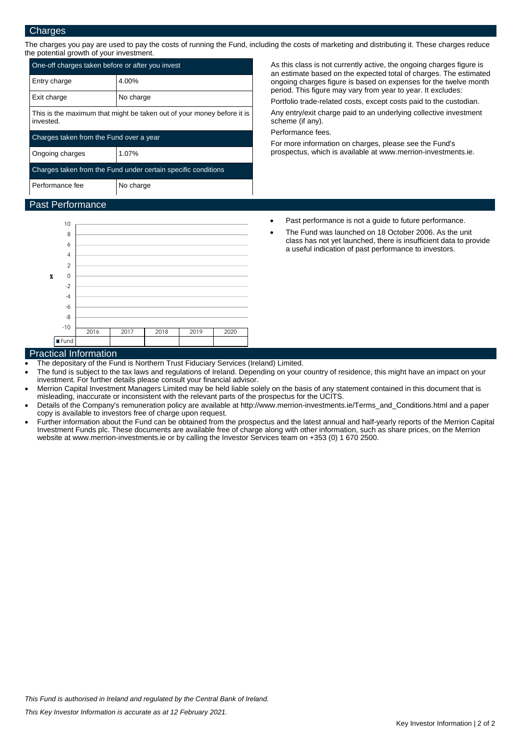## Charges

The charges you pay are used to pay the costs of running the Fund, including the costs of marketing and distributing it. These charges reduce the potential growth of your investment.

| One-off charges taken before or after you invest | |
|---|---|
| Entry charge | 4.00% |
| Exit charge | No charge |
| This is the maximum that might be taken out of your money before it is invested. | |
| **Charges taken from the Fund over a year** | |
| Ongoing charges | 1.07% |
| **Charges taken from the Fund under certain specific conditions** | |
| Performance fee | No charge |

As this class is not currently active, the ongoing charges figure is an estimate based on the expected total of charges. The estimated ongoing charges figure is based on expenses for the twelve month period. This figure may vary from year to year. It excludes:

Portfolio trade-related costs, except costs paid to the custodian.

Any entry/exit charge paid to an underlying collective investment scheme (if any).

Performance fees.

For more information on charges, please see the Fund's prospectus, which is available at www.merrion-investments.ie.

## Past Performance

10
8
6
4
2
% 0
-2
-4
-6
-8
-10
2016 2017 2018 2019 2020
Fund

- Past performance is not a guide to future performance.
- The Fund was launched on 18 October 2006. As the unit class has not yet launched, there is insufficient data to provide a useful indication of past performance to investors.

## Practical Information

- The depositary of the Fund is Northern Trust Fiduciary Services (Ireland) Limited.
- The fund is subject to the tax laws and regulations of Ireland. Depending on your country of residence, this might have an impact on your investment. For further details please consult your financial advisor.
- Merrion Capital Investment Managers Limited may be held liable solely on the basis of any statement contained in this document that is misleading, inaccurate or inconsistent with the relevant parts of the prospectus for the UCITS.
- Details of the Company's remuneration policy are available at http://www.merrion-investments.ie/Terms_and_Conditions.html and a paper copy is available to investors free of charge upon request.
- Further information about the Fund can be obtained from the prospectus and the latest annual and half-yearly reports of the Merrion Capital Investment Funds plc. These documents are available free of charge along with other information, such as share prices, on the Merrion website at www.merrion-investments.ie or by calling the Investor Services team on +353 (0) 1 670 2500.

*This Fund is authorised in Ireland and regulated by the Central Bank of Ireland.*

*This Key Investor Information is accurate as at 12 February 2021.*